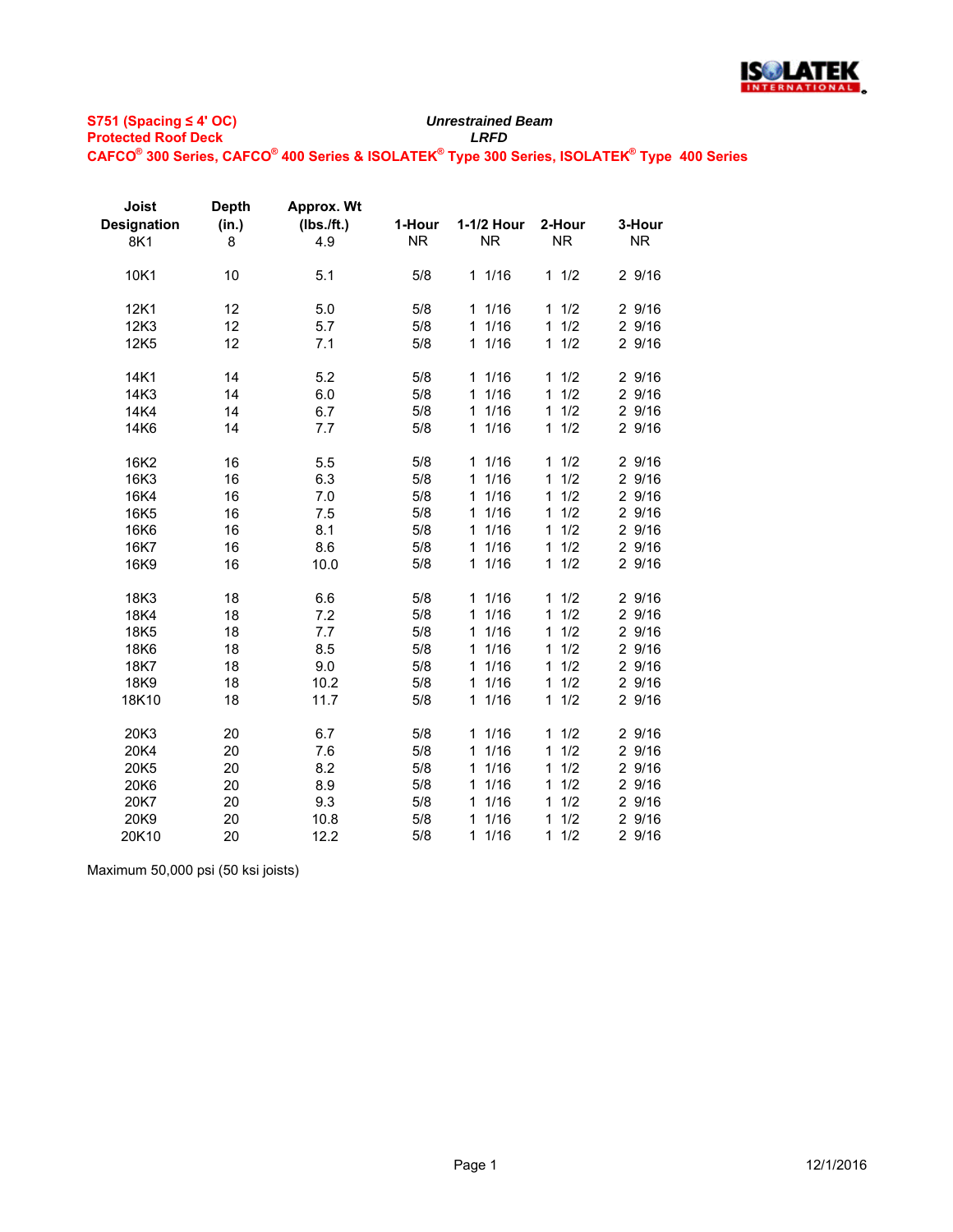**S751 (Spacing ≤ 4' OC)** *Unrestrained Beam*

**Protected Roof Deck** *LRFD*

**CAFCO® 300 Series, CAFCO® 400 Series & ISOLATEK® Type 300 Series, ISOLATEK® Type 400 Series**

| Joist Designation | Depth (in.) | Approx. Wt (lbs./ft.) | 1-Hour | 1-1/2 Hour | 2-Hour | 3-Hour |
|---|---|---|---|---|---|---|
| 8K1 | 8 | 4.9 | NR | NR | NR | NR |
| 10K1 | 10 | 5.1 | 5/8 | 1 1/16 | 1 1/2 | 2 9/16 |
| 12K1 | 12 | 5.0 | 5/8 | 1 1/16 | 1 1/2 | 2 9/16 |
| 12K3 | 12 | 5.7 | 5/8 | 1 1/16 | 1 1/2 | 2 9/16 |
| 12K5 | 12 | 7.1 | 5/8 | 1 1/16 | 1 1/2 | 2 9/16 |
| 14K1 | 14 | 5.2 | 5/8 | 1 1/16 | 1 1/2 | 2 9/16 |
| 14K3 | 14 | 6.0 | 5/8 | 1 1/16 | 1 1/2 | 2 9/16 |
| 14K4 | 14 | 6.7 | 5/8 | 1 1/16 | 1 1/2 | 2 9/16 |
| 14K6 | 14 | 7.7 | 5/8 | 1 1/16 | 1 1/2 | 2 9/16 |
| 16K2 | 16 | 5.5 | 5/8 | 1 1/16 | 1 1/2 | 2 9/16 |
| 16K3 | 16 | 6.3 | 5/8 | 1 1/16 | 1 1/2 | 2 9/16 |
| 16K4 | 16 | 7.0 | 5/8 | 1 1/16 | 1 1/2 | 2 9/16 |
| 16K5 | 16 | 7.5 | 5/8 | 1 1/16 | 1 1/2 | 2 9/16 |
| 16K6 | 16 | 8.1 | 5/8 | 1 1/16 | 1 1/2 | 2 9/16 |
| 16K7 | 16 | 8.6 | 5/8 | 1 1/16 | 1 1/2 | 2 9/16 |
| 16K9 | 16 | 10.0 | 5/8 | 1 1/16 | 1 1/2 | 2 9/16 |
| 18K3 | 18 | 6.6 | 5/8 | 1 1/16 | 1 1/2 | 2 9/16 |
| 18K4 | 18 | 7.2 | 5/8 | 1 1/16 | 1 1/2 | 2 9/16 |
| 18K5 | 18 | 7.7 | 5/8 | 1 1/16 | 1 1/2 | 2 9/16 |
| 18K6 | 18 | 8.5 | 5/8 | 1 1/16 | 1 1/2 | 2 9/16 |
| 18K7 | 18 | 9.0 | 5/8 | 1 1/16 | 1 1/2 | 2 9/16 |
| 18K9 | 18 | 10.2 | 5/8 | 1 1/16 | 1 1/2 | 2 9/16 |
| 18K10 | 18 | 11.7 | 5/8 | 1 1/16 | 1 1/2 | 2 9/16 |
| 20K3 | 20 | 6.7 | 5/8 | 1 1/16 | 1 1/2 | 2 9/16 |
| 20K4 | 20 | 7.6 | 5/8 | 1 1/16 | 1 1/2 | 2 9/16 |
| 20K5 | 20 | 8.2 | 5/8 | 1 1/16 | 1 1/2 | 2 9/16 |
| 20K6 | 20 | 8.9 | 5/8 | 1 1/16 | 1 1/2 | 2 9/16 |
| 20K7 | 20 | 9.3 | 5/8 | 1 1/16 | 1 1/2 | 2 9/16 |
| 20K9 | 20 | 10.8 | 5/8 | 1 1/16 | 1 1/2 | 2 9/16 |
| 20K10 | 20 | 12.2 | 5/8 | 1 1/16 | 1 1/2 | 2 9/16 |

Maximum 50,000 psi (50 ksi joists)

12/1/2016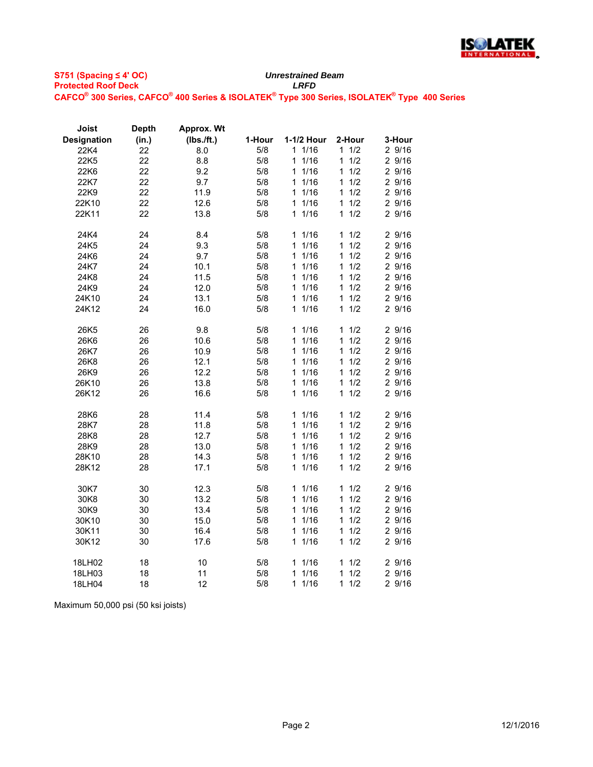**S751 (Spacing ≤ 4' OC)**
**Protected Roof Deck**

***Unrestrained Beam***
***LRFD***

**CAFCO® 300 Series, CAFCO® 400 Series & ISOLATEK® Type 300 Series, ISOLATEK® Type 400 Series**

| Joist Designation | Depth (in.) | Approx. Wt (lbs./ft.) | 1-Hour | 1-1/2 Hour | 2-Hour | 3-Hour |
|---|---|---|---|---|---|---|
| 22K4 | 22 | 8.0 | 5/8 | 1 1/16 | 1 1/2 | 2 9/16 |
| 22K5 | 22 | 8.8 | 5/8 | 1 1/16 | 1 1/2 | 2 9/16 |
| 22K6 | 22 | 9.2 | 5/8 | 1 1/16 | 1 1/2 | 2 9/16 |
| 22K7 | 22 | 9.7 | 5/8 | 1 1/16 | 1 1/2 | 2 9/16 |
| 22K9 | 22 | 11.9 | 5/8 | 1 1/16 | 1 1/2 | 2 9/16 |
| 22K10 | 22 | 12.6 | 5/8 | 1 1/16 | 1 1/2 | 2 9/16 |
| 22K11 | 22 | 13.8 | 5/8 | 1 1/16 | 1 1/2 | 2 9/16 |
| 24K4 | 24 | 8.4 | 5/8 | 1 1/16 | 1 1/2 | 2 9/16 |
| 24K5 | 24 | 9.3 | 5/8 | 1 1/16 | 1 1/2 | 2 9/16 |
| 24K6 | 24 | 9.7 | 5/8 | 1 1/16 | 1 1/2 | 2 9/16 |
| 24K7 | 24 | 10.1 | 5/8 | 1 1/16 | 1 1/2 | 2 9/16 |
| 24K8 | 24 | 11.5 | 5/8 | 1 1/16 | 1 1/2 | 2 9/16 |
| 24K9 | 24 | 12.0 | 5/8 | 1 1/16 | 1 1/2 | 2 9/16 |
| 24K10 | 24 | 13.1 | 5/8 | 1 1/16 | 1 1/2 | 2 9/16 |
| 24K12 | 24 | 16.0 | 5/8 | 1 1/16 | 1 1/2 | 2 9/16 |
| 26K5 | 26 | 9.8 | 5/8 | 1 1/16 | 1 1/2 | 2 9/16 |
| 26K6 | 26 | 10.6 | 5/8 | 1 1/16 | 1 1/2 | 2 9/16 |
| 26K7 | 26 | 10.9 | 5/8 | 1 1/16 | 1 1/2 | 2 9/16 |
| 26K8 | 26 | 12.1 | 5/8 | 1 1/16 | 1 1/2 | 2 9/16 |
| 26K9 | 26 | 12.2 | 5/8 | 1 1/16 | 1 1/2 | 2 9/16 |
| 26K10 | 26 | 13.8 | 5/8 | 1 1/16 | 1 1/2 | 2 9/16 |
| 26K12 | 26 | 16.6 | 5/8 | 1 1/16 | 1 1/2 | 2 9/16 |
| 28K6 | 28 | 11.4 | 5/8 | 1 1/16 | 1 1/2 | 2 9/16 |
| 28K7 | 28 | 11.8 | 5/8 | 1 1/16 | 1 1/2 | 2 9/16 |
| 28K8 | 28 | 12.7 | 5/8 | 1 1/16 | 1 1/2 | 2 9/16 |
| 28K9 | 28 | 13.0 | 5/8 | 1 1/16 | 1 1/2 | 2 9/16 |
| 28K10 | 28 | 14.3 | 5/8 | 1 1/16 | 1 1/2 | 2 9/16 |
| 28K12 | 28 | 17.1 | 5/8 | 1 1/16 | 1 1/2 | 2 9/16 |
| 30K7 | 30 | 12.3 | 5/8 | 1 1/16 | 1 1/2 | 2 9/16 |
| 30K8 | 30 | 13.2 | 5/8 | 1 1/16 | 1 1/2 | 2 9/16 |
| 30K9 | 30 | 13.4 | 5/8 | 1 1/16 | 1 1/2 | 2 9/16 |
| 30K10 | 30 | 15.0 | 5/8 | 1 1/16 | 1 1/2 | 2 9/16 |
| 30K11 | 30 | 16.4 | 5/8 | 1 1/16 | 1 1/2 | 2 9/16 |
| 30K12 | 30 | 17.6 | 5/8 | 1 1/16 | 1 1/2 | 2 9/16 |
| 18LH02 | 18 | 10 | 5/8 | 1 1/16 | 1 1/2 | 2 9/16 |
| 18LH03 | 18 | 11 | 5/8 | 1 1/16 | 1 1/2 | 2 9/16 |
| 18LH04 | 18 | 12 | 5/8 | 1 1/16 | 1 1/2 | 2 9/16 |

Maximum 50,000 psi (50 ksi joists)

12/1/2016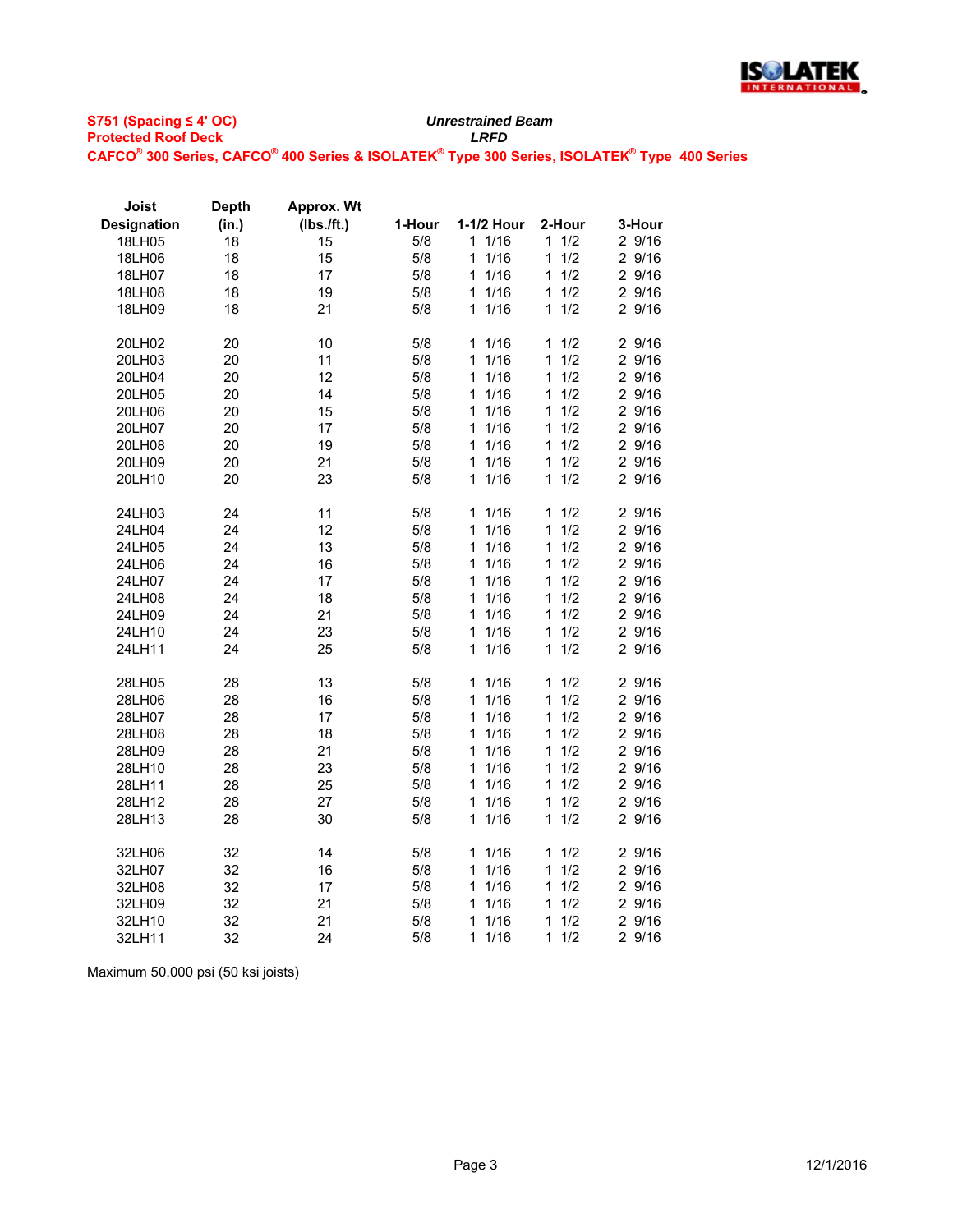**S751 (Spacing ≤ 4' OC)**
**Protected Roof Deck**

***Unrestrained Beam***
***LRFD***

**CAFCO® 300 Series, CAFCO® 400 Series & ISOLATEK® Type 300 Series, ISOLATEK® Type 400 Series**

| Joist Designation | Depth (in.) | Approx. Wt (lbs./ft.) | 1-Hour | 1-1/2 Hour | 2-Hour | 3-Hour |
|---|---|---|---|---|---|---|
| 18LH05 | 18 | 15 | 5/8 | 1 1/16 | 1 1/2 | 2 9/16 |
| 18LH06 | 18 | 15 | 5/8 | 1 1/16 | 1 1/2 | 2 9/16 |
| 18LH07 | 18 | 17 | 5/8 | 1 1/16 | 1 1/2 | 2 9/16 |
| 18LH08 | 18 | 19 | 5/8 | 1 1/16 | 1 1/2 | 2 9/16 |
| 18LH09 | 18 | 21 | 5/8 | 1 1/16 | 1 1/2 | 2 9/16 |
| | | | | | | |
| 20LH02 | 20 | 10 | 5/8 | 1 1/16 | 1 1/2 | 2 9/16 |
| 20LH03 | 20 | 11 | 5/8 | 1 1/16 | 1 1/2 | 2 9/16 |
| 20LH04 | 20 | 12 | 5/8 | 1 1/16 | 1 1/2 | 2 9/16 |
| 20LH05 | 20 | 14 | 5/8 | 1 1/16 | 1 1/2 | 2 9/16 |
| 20LH06 | 20 | 15 | 5/8 | 1 1/16 | 1 1/2 | 2 9/16 |
| 20LH07 | 20 | 17 | 5/8 | 1 1/16 | 1 1/2 | 2 9/16 |
| 20LH08 | 20 | 19 | 5/8 | 1 1/16 | 1 1/2 | 2 9/16 |
| 20LH09 | 20 | 21 | 5/8 | 1 1/16 | 1 1/2 | 2 9/16 |
| 20LH10 | 20 | 23 | 5/8 | 1 1/16 | 1 1/2 | 2 9/16 |
| | | | | | | |
| 24LH03 | 24 | 11 | 5/8 | 1 1/16 | 1 1/2 | 2 9/16 |
| 24LH04 | 24 | 12 | 5/8 | 1 1/16 | 1 1/2 | 2 9/16 |
| 24LH05 | 24 | 13 | 5/8 | 1 1/16 | 1 1/2 | 2 9/16 |
| 24LH06 | 24 | 16 | 5/8 | 1 1/16 | 1 1/2 | 2 9/16 |
| 24LH07 | 24 | 17 | 5/8 | 1 1/16 | 1 1/2 | 2 9/16 |
| 24LH08 | 24 | 18 | 5/8 | 1 1/16 | 1 1/2 | 2 9/16 |
| 24LH09 | 24 | 21 | 5/8 | 1 1/16 | 1 1/2 | 2 9/16 |
| 24LH10 | 24 | 23 | 5/8 | 1 1/16 | 1 1/2 | 2 9/16 |
| 24LH11 | 24 | 25 | 5/8 | 1 1/16 | 1 1/2 | 2 9/16 |
| | | | | | | |
| 28LH05 | 28 | 13 | 5/8 | 1 1/16 | 1 1/2 | 2 9/16 |
| 28LH06 | 28 | 16 | 5/8 | 1 1/16 | 1 1/2 | 2 9/16 |
| 28LH07 | 28 | 17 | 5/8 | 1 1/16 | 1 1/2 | 2 9/16 |
| 28LH08 | 28 | 18 | 5/8 | 1 1/16 | 1 1/2 | 2 9/16 |
| 28LH09 | 28 | 21 | 5/8 | 1 1/16 | 1 1/2 | 2 9/16 |
| 28LH10 | 28 | 23 | 5/8 | 1 1/16 | 1 1/2 | 2 9/16 |
| 28LH11 | 28 | 25 | 5/8 | 1 1/16 | 1 1/2 | 2 9/16 |
| 28LH12 | 28 | 27 | 5/8 | 1 1/16 | 1 1/2 | 2 9/16 |
| 28LH13 | 28 | 30 | 5/8 | 1 1/16 | 1 1/2 | 2 9/16 |
| | | | | | | |
| 32LH06 | 32 | 14 | 5/8 | 1 1/16 | 1 1/2 | 2 9/16 |
| 32LH07 | 32 | 16 | 5/8 | 1 1/16 | 1 1/2 | 2 9/16 |
| 32LH08 | 32 | 17 | 5/8 | 1 1/16 | 1 1/2 | 2 9/16 |
| 32LH09 | 32 | 21 | 5/8 | 1 1/16 | 1 1/2 | 2 9/16 |
| 32LH10 | 32 | 21 | 5/8 | 1 1/16 | 1 1/2 | 2 9/16 |
| 32LH11 | 32 | 24 | 5/8 | 1 1/16 | 1 1/2 | 2 9/16 |

Maximum 50,000 psi (50 ksi joists)

12/1/2016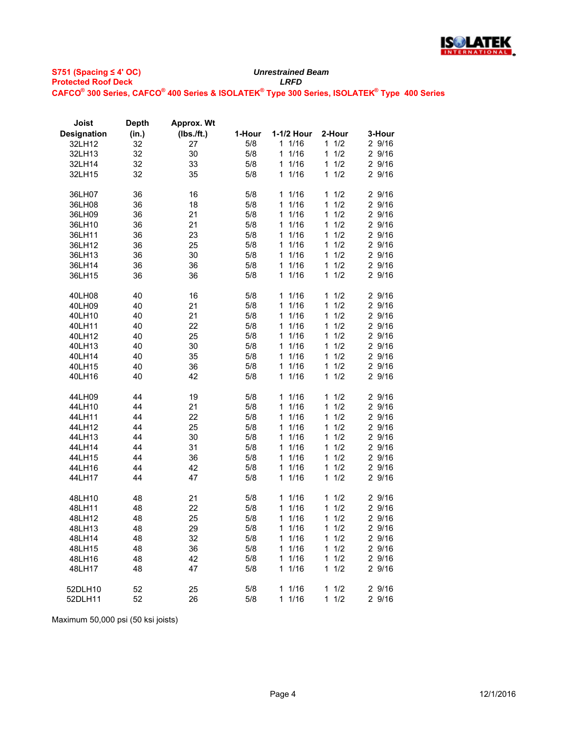**S751 (Spacing ≤ 4' OC)**
**Protected Roof Deck**
**CAFCO® 300 Series, CAFCO® 400 Series & ISOLATEK® Type 300 Series, ISOLATEK® Type 400 Series**

***Unrestrained Beam***
***LRFD***

| Joist Designation | Depth (in.) | Approx. Wt (lbs./ft.) | 1-Hour | 1-1/2 Hour | 2-Hour | 3-Hour |
|---|---|---|---|---|---|---|
| 32LH12 | 32 | 27 | 5/8 | 1 1/16 | 1 1/2 | 2 9/16 |
| 32LH13 | 32 | 30 | 5/8 | 1 1/16 | 1 1/2 | 2 9/16 |
| 32LH14 | 32 | 33 | 5/8 | 1 1/16 | 1 1/2 | 2 9/16 |
| 32LH15 | 32 | 35 | 5/8 | 1 1/16 | 1 1/2 | 2 9/16 |
| | | | | | | |
| 36LH07 | 36 | 16 | 5/8 | 1 1/16 | 1 1/2 | 2 9/16 |
| 36LH08 | 36 | 18 | 5/8 | 1 1/16 | 1 1/2 | 2 9/16 |
| 36LH09 | 36 | 21 | 5/8 | 1 1/16 | 1 1/2 | 2 9/16 |
| 36LH10 | 36 | 21 | 5/8 | 1 1/16 | 1 1/2 | 2 9/16 |
| 36LH11 | 36 | 23 | 5/8 | 1 1/16 | 1 1/2 | 2 9/16 |
| 36LH12 | 36 | 25 | 5/8 | 1 1/16 | 1 1/2 | 2 9/16 |
| 36LH13 | 36 | 30 | 5/8 | 1 1/16 | 1 1/2 | 2 9/16 |
| 36LH14 | 36 | 36 | 5/8 | 1 1/16 | 1 1/2 | 2 9/16 |
| 36LH15 | 36 | 36 | 5/8 | 1 1/16 | 1 1/2 | 2 9/16 |
| | | | | | | |
| 40LH08 | 40 | 16 | 5/8 | 1 1/16 | 1 1/2 | 2 9/16 |
| 40LH09 | 40 | 21 | 5/8 | 1 1/16 | 1 1/2 | 2 9/16 |
| 40LH10 | 40 | 21 | 5/8 | 1 1/16 | 1 1/2 | 2 9/16 |
| 40LH11 | 40 | 22 | 5/8 | 1 1/16 | 1 1/2 | 2 9/16 |
| 40LH12 | 40 | 25 | 5/8 | 1 1/16 | 1 1/2 | 2 9/16 |
| 40LH13 | 40 | 30 | 5/8 | 1 1/16 | 1 1/2 | 2 9/16 |
| 40LH14 | 40 | 35 | 5/8 | 1 1/16 | 1 1/2 | 2 9/16 |
| 40LH15 | 40 | 36 | 5/8 | 1 1/16 | 1 1/2 | 2 9/16 |
| 40LH16 | 40 | 42 | 5/8 | 1 1/16 | 1 1/2 | 2 9/16 |
| | | | | | | |
| 44LH09 | 44 | 19 | 5/8 | 1 1/16 | 1 1/2 | 2 9/16 |
| 44LH10 | 44 | 21 | 5/8 | 1 1/16 | 1 1/2 | 2 9/16 |
| 44LH11 | 44 | 22 | 5/8 | 1 1/16 | 1 1/2 | 2 9/16 |
| 44LH12 | 44 | 25 | 5/8 | 1 1/16 | 1 1/2 | 2 9/16 |
| 44LH13 | 44 | 30 | 5/8 | 1 1/16 | 1 1/2 | 2 9/16 |
| 44LH14 | 44 | 31 | 5/8 | 1 1/16 | 1 1/2 | 2 9/16 |
| 44LH15 | 44 | 36 | 5/8 | 1 1/16 | 1 1/2 | 2 9/16 |
| 44LH16 | 44 | 42 | 5/8 | 1 1/16 | 1 1/2 | 2 9/16 |
| 44LH17 | 44 | 47 | 5/8 | 1 1/16 | 1 1/2 | 2 9/16 |
| | | | | | | |
| 48LH10 | 48 | 21 | 5/8 | 1 1/16 | 1 1/2 | 2 9/16 |
| 48LH11 | 48 | 22 | 5/8 | 1 1/16 | 1 1/2 | 2 9/16 |
| 48LH12 | 48 | 25 | 5/8 | 1 1/16 | 1 1/2 | 2 9/16 |
| 48LH13 | 48 | 29 | 5/8 | 1 1/16 | 1 1/2 | 2 9/16 |
| 48LH14 | 48 | 32 | 5/8 | 1 1/16 | 1 1/2 | 2 9/16 |
| 48LH15 | 48 | 36 | 5/8 | 1 1/16 | 1 1/2 | 2 9/16 |
| 48LH16 | 48 | 42 | 5/8 | 1 1/16 | 1 1/2 | 2 9/16 |
| 48LH17 | 48 | 47 | 5/8 | 1 1/16 | 1 1/2 | 2 9/16 |
| | | | | | | |
| 52DLH10 | 52 | 25 | 5/8 | 1 1/16 | 1 1/2 | 2 9/16 |
| 52DLH11 | 52 | 26 | 5/8 | 1 1/16 | 1 1/2 | 2 9/16 |

Maximum 50,000 psi (50 ksi joists)

12/1/2016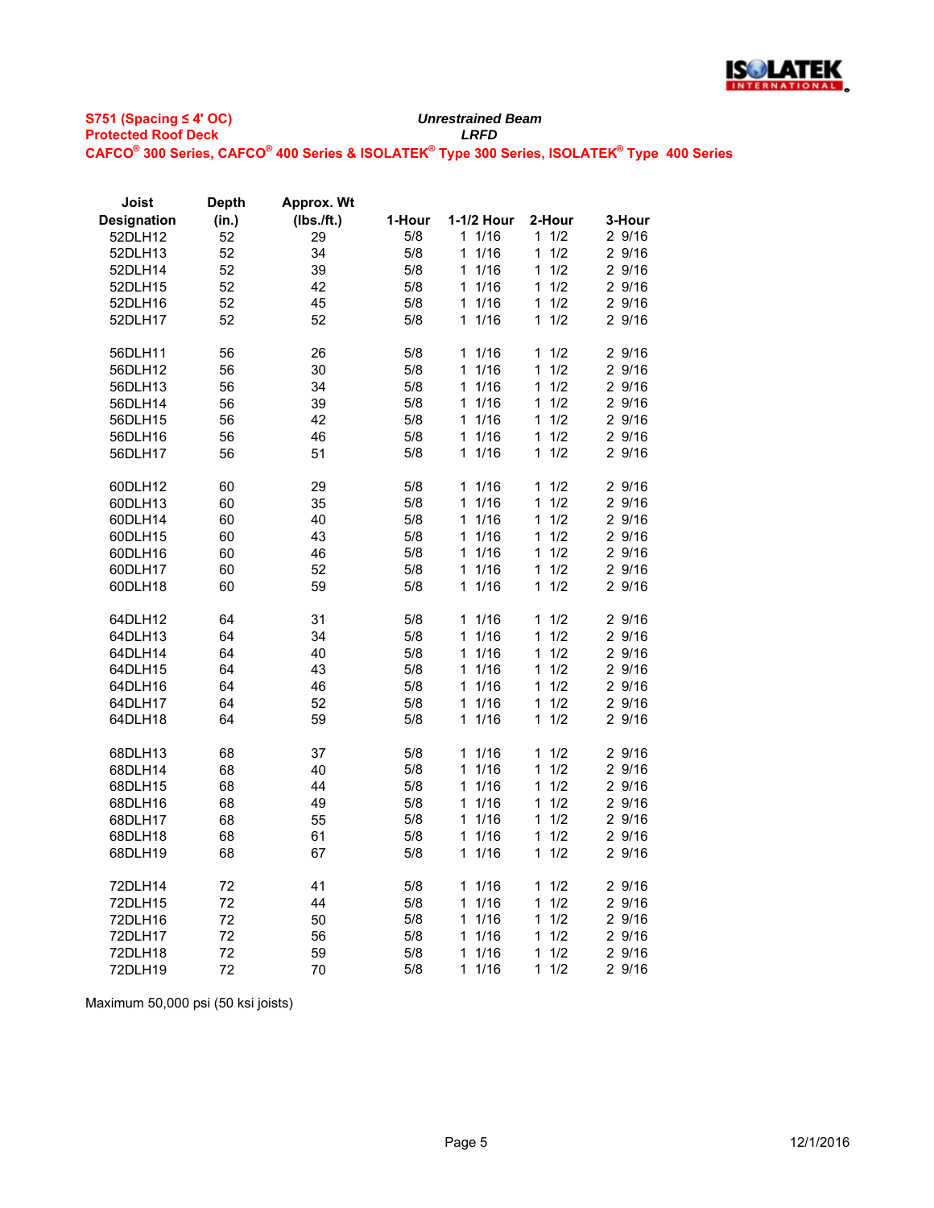**S751 (Spacing ≤ 4' OC)**
**Protected Roof Deck**

***Unrestrained Beam***
***LRFD***

**CAFCO® 300 Series, CAFCO® 400 Series & ISOLATEK® Type 300 Series, ISOLATEK® Type 400 Series**

| Joist Designation | Depth (in.) | Approx. Wt (lbs./ft.) | 1-Hour | 1-1/2 Hour | 2-Hour | 3-Hour |
|---|---|---|---|---|---|---|
| 52DLH12 | 52 | 29 | 5/8 | 1 1/16 | 1 1/2 | 2 9/16 |
| 52DLH13 | 52 | 34 | 5/8 | 1 1/16 | 1 1/2 | 2 9/16 |
| 52DLH14 | 52 | 39 | 5/8 | 1 1/16 | 1 1/2 | 2 9/16 |
| 52DLH15 | 52 | 42 | 5/8 | 1 1/16 | 1 1/2 | 2 9/16 |
| 52DLH16 | 52 | 45 | 5/8 | 1 1/16 | 1 1/2 | 2 9/16 |
| 52DLH17 | 52 | 52 | 5/8 | 1 1/16 | 1 1/2 | 2 9/16 |
| | | | | | | |
| 56DLH11 | 56 | 26 | 5/8 | 1 1/16 | 1 1/2 | 2 9/16 |
| 56DLH12 | 56 | 30 | 5/8 | 1 1/16 | 1 1/2 | 2 9/16 |
| 56DLH13 | 56 | 34 | 5/8 | 1 1/16 | 1 1/2 | 2 9/16 |
| 56DLH14 | 56 | 39 | 5/8 | 1 1/16 | 1 1/2 | 2 9/16 |
| 56DLH15 | 56 | 42 | 5/8 | 1 1/16 | 1 1/2 | 2 9/16 |
| 56DLH16 | 56 | 46 | 5/8 | 1 1/16 | 1 1/2 | 2 9/16 |
| 56DLH17 | 56 | 51 | 5/8 | 1 1/16 | 1 1/2 | 2 9/16 |
| | | | | | | |
| 60DLH12 | 60 | 29 | 5/8 | 1 1/16 | 1 1/2 | 2 9/16 |
| 60DLH13 | 60 | 35 | 5/8 | 1 1/16 | 1 1/2 | 2 9/16 |
| 60DLH14 | 60 | 40 | 5/8 | 1 1/16 | 1 1/2 | 2 9/16 |
| 60DLH15 | 60 | 43 | 5/8 | 1 1/16 | 1 1/2 | 2 9/16 |
| 60DLH16 | 60 | 46 | 5/8 | 1 1/16 | 1 1/2 | 2 9/16 |
| 60DLH17 | 60 | 52 | 5/8 | 1 1/16 | 1 1/2 | 2 9/16 |
| 60DLH18 | 60 | 59 | 5/8 | 1 1/16 | 1 1/2 | 2 9/16 |
| | | | | | | |
| 64DLH12 | 64 | 31 | 5/8 | 1 1/16 | 1 1/2 | 2 9/16 |
| 64DLH13 | 64 | 34 | 5/8 | 1 1/16 | 1 1/2 | 2 9/16 |
| 64DLH14 | 64 | 40 | 5/8 | 1 1/16 | 1 1/2 | 2 9/16 |
| 64DLH15 | 64 | 43 | 5/8 | 1 1/16 | 1 1/2 | 2 9/16 |
| 64DLH16 | 64 | 46 | 5/8 | 1 1/16 | 1 1/2 | 2 9/16 |
| 64DLH17 | 64 | 52 | 5/8 | 1 1/16 | 1 1/2 | 2 9/16 |
| 64DLH18 | 64 | 59 | 5/8 | 1 1/16 | 1 1/2 | 2 9/16 |
| | | | | | | |
| 68DLH13 | 68 | 37 | 5/8 | 1 1/16 | 1 1/2 | 2 9/16 |
| 68DLH14 | 68 | 40 | 5/8 | 1 1/16 | 1 1/2 | 2 9/16 |
| 68DLH15 | 68 | 44 | 5/8 | 1 1/16 | 1 1/2 | 2 9/16 |
| 68DLH16 | 68 | 49 | 5/8 | 1 1/16 | 1 1/2 | 2 9/16 |
| 68DLH17 | 68 | 55 | 5/8 | 1 1/16 | 1 1/2 | 2 9/16 |
| 68DLH18 | 68 | 61 | 5/8 | 1 1/16 | 1 1/2 | 2 9/16 |
| 68DLH19 | 68 | 67 | 5/8 | 1 1/16 | 1 1/2 | 2 9/16 |
| | | | | | | |
| 72DLH14 | 72 | 41 | 5/8 | 1 1/16 | 1 1/2 | 2 9/16 |
| 72DLH15 | 72 | 44 | 5/8 | 1 1/16 | 1 1/2 | 2 9/16 |
| 72DLH16 | 72 | 50 | 5/8 | 1 1/16 | 1 1/2 | 2 9/16 |
| 72DLH17 | 72 | 56 | 5/8 | 1 1/16 | 1 1/2 | 2 9/16 |
| 72DLH18 | 72 | 59 | 5/8 | 1 1/16 | 1 1/2 | 2 9/16 |
| 72DLH19 | 72 | 70 | 5/8 | 1 1/16 | 1 1/2 | 2 9/16 |

Maximum 50,000 psi (50 ksi joists)

12/1/2016